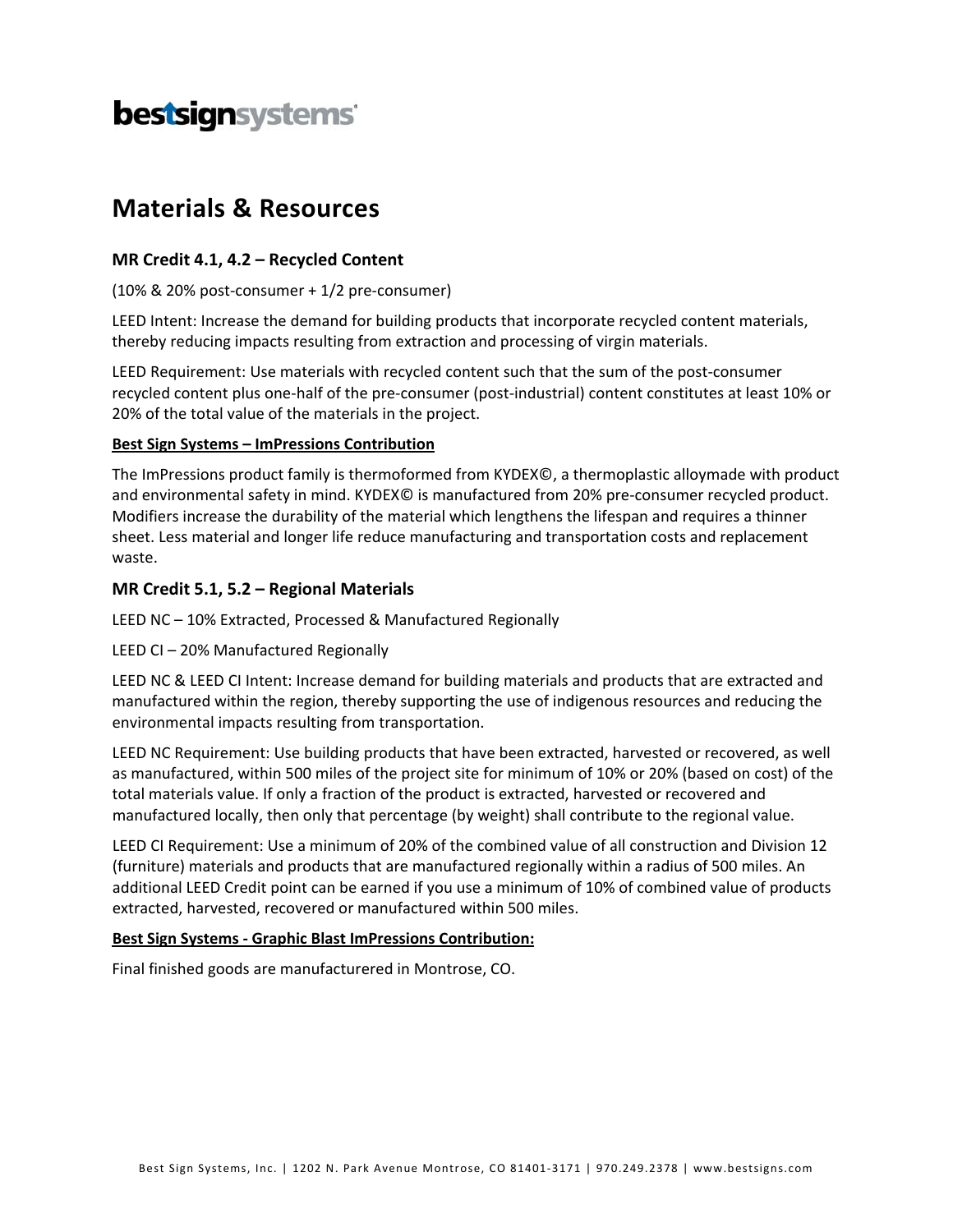# Materials & Resources

## MR Credit 4.1, 4.2 – Recycled Content

(10% & 20% post-consumer + 1/2 pre-consumer)

LEED Intent: Increase the demand for building products that incorporate recycled content materials, thereby reducing impacts resulting from extraction and processing of virgin materials.

LEED Requirement: Use materials with recycled content such that the sum of the post-consumer recycled content plus one-half of the pre-consumer (post-industrial) content constitutes at least 10% or 20% of the total value of the materials in the project.

**Best Sign Systems – ImPressions Contribution**

The ImPressions product family is thermoformed from KYDEX©, a thermoplastic alloymade with product and environmental safety in mind. KYDEX© is manufactured from 20% pre-consumer recycled product. Modifiers increase the durability of the material which lengthens the lifespan and requires a thinner sheet. Less material and longer life reduce manufacturing and transportation costs and replacement waste.

## MR Credit 5.1, 5.2 – Regional Materials

LEED NC – 10% Extracted, Processed & Manufactured Regionally

LEED CI – 20% Manufactured Regionally

LEED NC & LEED CI Intent: Increase demand for building materials and products that are extracted and manufactured within the region, thereby supporting the use of indigenous resources and reducing the environmental impacts resulting from transportation.

LEED NC Requirement: Use building products that have been extracted, harvested or recovered, as well as manufactured, within 500 miles of the project site for minimum of 10% or 20% (based on cost) of the total materials value. If only a fraction of the product is extracted, harvested or recovered and manufactured locally, then only that percentage (by weight) shall contribute to the regional value.

LEED CI Requirement: Use a minimum of 20% of the combined value of all construction and Division 12 (furniture) materials and products that are manufactured regionally within a radius of 500 miles. An additional LEED Credit point can be earned if you use a minimum of 10% of combined value of products extracted, harvested, recovered or manufactured within 500 miles.

**Best Sign Systems - Graphic Blast ImPressions Contribution:**

Final finished goods are manufacturered in Montrose, CO.

Best Sign Systems, Inc. | 1202 N. Park Avenue Montrose, CO 81401-3171 | 970.249.2378 | www.bestsigns.com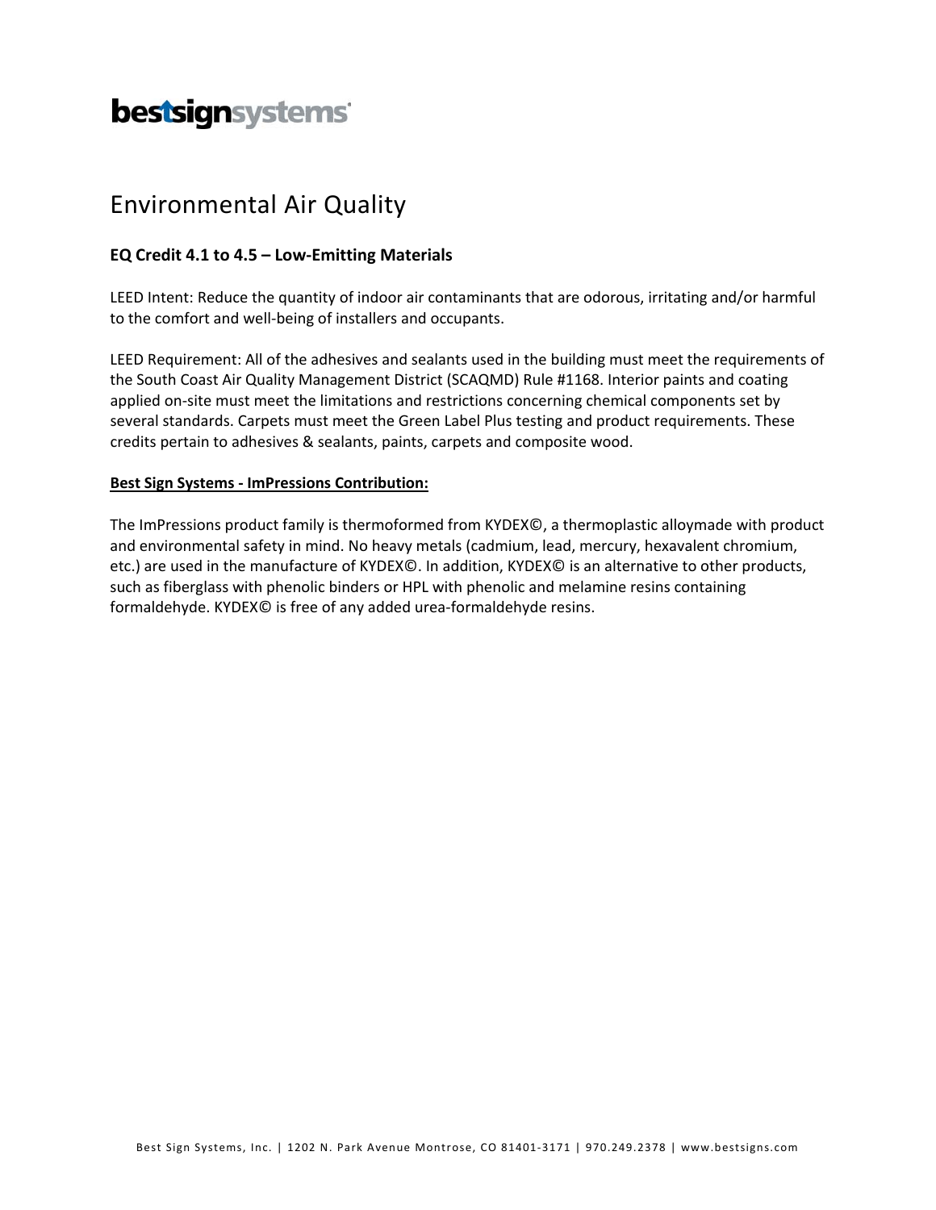# Environmental Air Quality

### EQ Credit 4.1 to 4.5 – Low-Emitting Materials

LEED Intent: Reduce the quantity of indoor air contaminants that are odorous, irritating and/or harmful to the comfort and well-being of installers and occupants.

LEED Requirement: All of the adhesives and sealants used in the building must meet the requirements of the South Coast Air Quality Management District (SCAQMD) Rule #1168. Interior paints and coating applied on-site must meet the limitations and restrictions concerning chemical components set by several standards. Carpets must meet the Green Label Plus testing and product requirements. These credits pertain to adhesives & sealants, paints, carpets and composite wood.

**Best Sign Systems - ImPressions Contribution:**

The ImPressions product family is thermoformed from KYDEX©, a thermoplastic alloymade with product and environmental safety in mind. No heavy metals (cadmium, lead, mercury, hexavalent chromium, etc.) are used in the manufacture of KYDEX©. In addition, KYDEX© is an alternative to other products, such as fiberglass with phenolic binders or HPL with phenolic and melamine resins containing formaldehyde. KYDEX© is free of any added urea-formaldehyde resins.